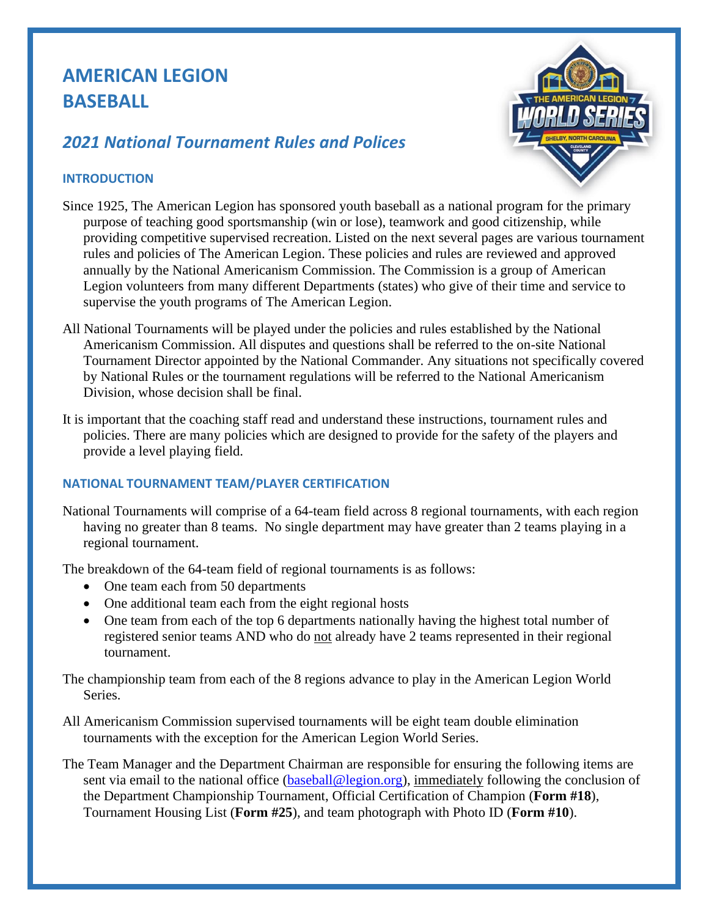# AMERICAN LEGION BASEBALL

## *2021 National Tournament Rules and Polices*

### INTRODUCTION

Since 1925, The American Legion has sponsored youth baseball as a national program for the primary purpose of teaching good sportsmanship (win or lose), teamwork and good citizenship, while providing competitive supervised recreation. Listed on the next several pages are various tournament rules and policies of The American Legion. These policies and rules are reviewed and approved annually by the National Americanism Commission. The Commission is a group of American Legion volunteers from many different Departments (states) who give of their time and service to supervise the youth programs of The American Legion.

All National Tournaments will be played under the policies and rules established by the National Americanism Commission. All disputes and questions shall be referred to the on-site National Tournament Director appointed by the National Commander. Any situations not specifically covered by National Rules or the tournament regulations will be referred to the National Americanism Division, whose decision shall be final.

It is important that the coaching staff read and understand these instructions, tournament rules and policies. There are many policies which are designed to provide for the safety of the players and provide a level playing field.

### NATIONAL TOURNAMENT TEAM/PLAYER CERTIFICATION

National Tournaments will comprise of a 64-team field across 8 regional tournaments, with each region having no greater than 8 teams. No single department may have greater than 2 teams playing in a regional tournament.

The breakdown of the 64-team field of regional tournaments is as follows:

- One team each from 50 departments
- One additional team each from the eight regional hosts
- One team from each of the top 6 departments nationally having the highest total number of registered senior teams AND who do not already have 2 teams represented in their regional tournament.

The championship team from each of the 8 regions advance to play in the American Legion World Series.

All Americanism Commission supervised tournaments will be eight team double elimination tournaments with the exception for the American Legion World Series.

The Team Manager and the Department Chairman are responsible for ensuring the following items are sent via email to the national office (baseball@legion.org), immediately following the conclusion of the Department Championship Tournament, Official Certification of Champion (**Form #18**), Tournament Housing List (**Form #25**), and team photograph with Photo ID (**Form #10**).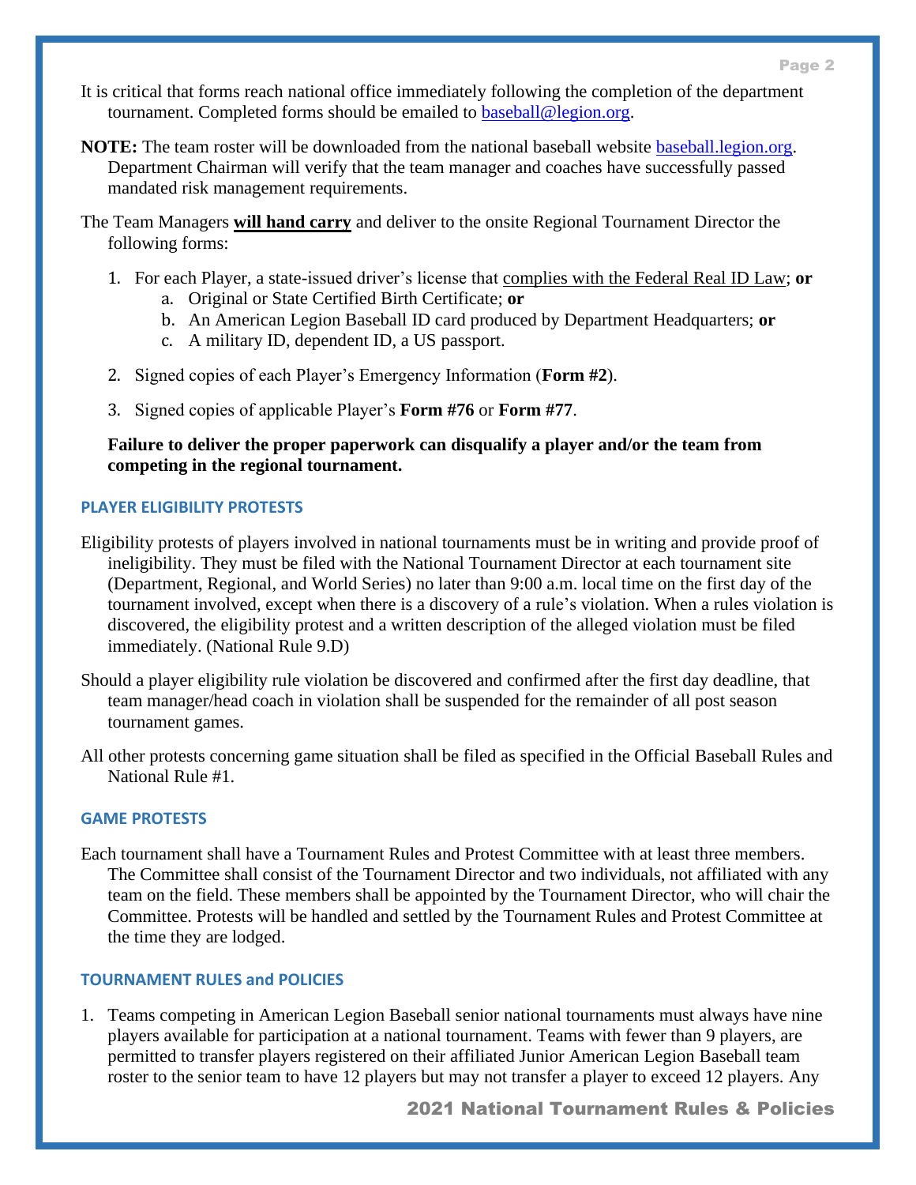It is critical that forms reach national office immediately following the completion of the department tournament. Completed forms should be emailed to [baseball@legion.org](mailto:baseball@legion.org).

**NOTE:** The team roster will be downloaded from the national baseball website [baseball.legion.org](http://baseball.legion.org). Department Chairman will verify that the team manager and coaches have successfully passed mandated risk management requirements.

The Team Managers **<u>will hand carry</u>** and deliver to the onsite Regional Tournament Director the following forms:

1. For each Player, a state-issued driver's license that <u>complies with the Federal Real ID Law</u>; **or**
    a. Original or State Certified Birth Certificate; **or**
    b. An American Legion Baseball ID card produced by Department Headquarters; **or**
    c. A military ID, dependent ID, a US passport.
2. Signed copies of each Player's Emergency Information (**Form #2**).
3. Signed copies of applicable Player's **Form #76** or **Form #77**.

**Failure to deliver the proper paperwork can disqualify a player and/or the team from competing in the regional tournament.**

### PLAYER ELIGIBILITY PROTESTS

Eligibility protests of players involved in national tournaments must be in writing and provide proof of ineligibility. They must be filed with the National Tournament Director at each tournament site (Department, Regional, and World Series) no later than 9:00 a.m. local time on the first day of the tournament involved, except when there is a discovery of a rule's violation. When a rules violation is discovered, the eligibility protest and a written description of the alleged violation must be filed immediately. (National Rule 9.D)

Should a player eligibility rule violation be discovered and confirmed after the first day deadline, that team manager/head coach in violation shall be suspended for the remainder of all post season tournament games.

All other protests concerning game situation shall be filed as specified in the Official Baseball Rules and National Rule #1.

### GAME PROTESTS

Each tournament shall have a Tournament Rules and Protest Committee with at least three members. The Committee shall consist of the Tournament Director and two individuals, not affiliated with any team on the field. These members shall be appointed by the Tournament Director, who will chair the Committee. Protests will be handled and settled by the Tournament Rules and Protest Committee at the time they are lodged.

### TOURNAMENT RULES and POLICIES

1. Teams competing in American Legion Baseball senior national tournaments must always have nine players available for participation at a national tournament. Teams with fewer than 9 players, are permitted to transfer players registered on their affiliated Junior American Legion Baseball team roster to the senior team to have 12 players but may not transfer a player to exceed 12 players. Any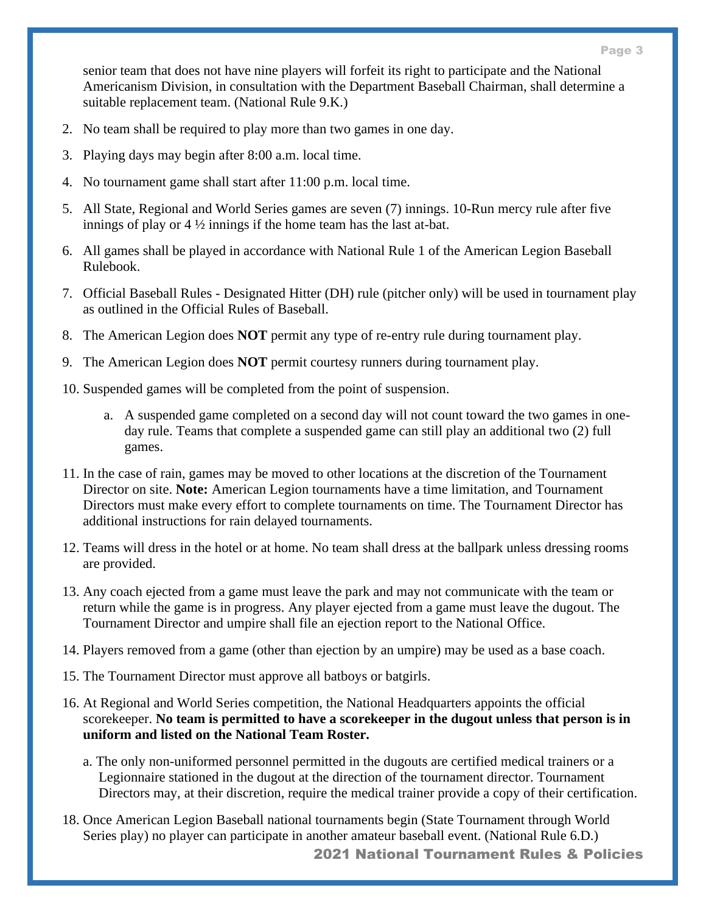senior team that does not have nine players will forfeit its right to participate and the National Americanism Division, in consultation with the Department Baseball Chairman, shall determine a suitable replacement team. (National Rule 9.K.)

2. No team shall be required to play more than two games in one day.

3. Playing days may begin after 8:00 a.m. local time.

4. No tournament game shall start after 11:00 p.m. local time.

5. All State, Regional and World Series games are seven (7) innings. 10-Run mercy rule after five innings of play or 4 ½ innings if the home team has the last at-bat.

6. All games shall be played in accordance with National Rule 1 of the American Legion Baseball Rulebook.

7. Official Baseball Rules - Designated Hitter (DH) rule (pitcher only) will be used in tournament play as outlined in the Official Rules of Baseball.

8. The American Legion does **NOT** permit any type of re-entry rule during tournament play.

9. The American Legion does **NOT** permit courtesy runners during tournament play.

10. Suspended games will be completed from the point of suspension.

    a. A suspended game completed on a second day will not count toward the two games in one-day rule. Teams that complete a suspended game can still play an additional two (2) full games.

11. In the case of rain, games may be moved to other locations at the discretion of the Tournament Director on site. **Note:** American Legion tournaments have a time limitation, and Tournament Directors must make every effort to complete tournaments on time. The Tournament Director has additional instructions for rain delayed tournaments.

12. Teams will dress in the hotel or at home. No team shall dress at the ballpark unless dressing rooms are provided.

13. Any coach ejected from a game must leave the park and may not communicate with the team or return while the game is in progress. Any player ejected from a game must leave the dugout. The Tournament Director and umpire shall file an ejection report to the National Office.

14. Players removed from a game (other than ejection by an umpire) may be used as a base coach.

15. The Tournament Director must approve all batboys or batgirls.

16. At Regional and World Series competition, the National Headquarters appoints the official scorekeeper. **No team is permitted to have a scorekeeper in the dugout unless that person is in uniform and listed on the National Team Roster.**

    a. The only non-uniformed personnel permitted in the dugouts are certified medical trainers or a Legionnaire stationed in the dugout at the direction of the tournament director. Tournament Directors may, at their discretion, require the medical trainer provide a copy of their certification.

18. Once American Legion Baseball national tournaments begin (State Tournament through World Series play) no player can participate in another amateur baseball event. (National Rule 6.D.)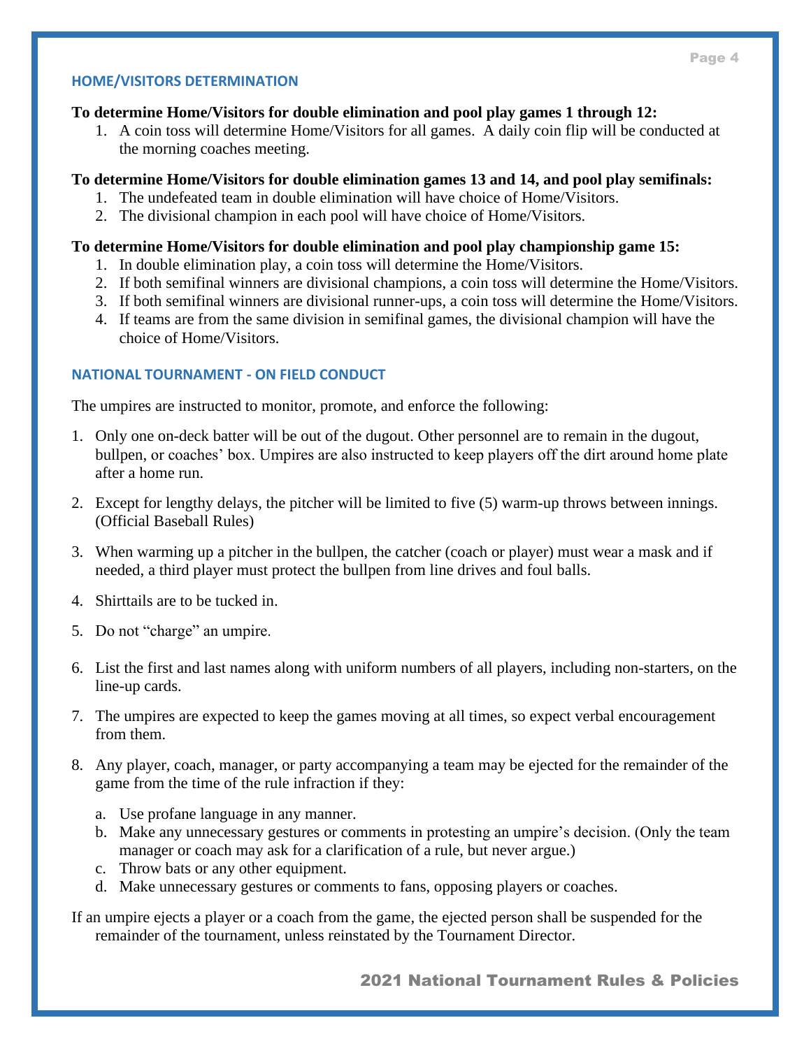## HOME/VISITORS DETERMINATION

**To determine Home/Visitors for double elimination and pool play games 1 through 12:**

1. A coin toss will determine Home/Visitors for all games. A daily coin flip will be conducted at the morning coaches meeting.

**To determine Home/Visitors for double elimination games 13 and 14, and pool play semifinals:**

1. The undefeated team in double elimination will have choice of Home/Visitors.
2. The divisional champion in each pool will have choice of Home/Visitors.

**To determine Home/Visitors for double elimination and pool play championship game 15:**

1. In double elimination play, a coin toss will determine the Home/Visitors.
2. If both semifinal winners are divisional champions, a coin toss will determine the Home/Visitors.
3. If both semifinal winners are divisional runner-ups, a coin toss will determine the Home/Visitors.
4. If teams are from the same division in semifinal games, the divisional champion will have the choice of Home/Visitors.

## NATIONAL TOURNAMENT - ON FIELD CONDUCT

The umpires are instructed to monitor, promote, and enforce the following:

1. Only one on-deck batter will be out of the dugout. Other personnel are to remain in the dugout, bullpen, or coaches' box. Umpires are also instructed to keep players off the dirt around home plate after a home run.

2. Except for lengthy delays, the pitcher will be limited to five (5) warm-up throws between innings. (Official Baseball Rules)

3. When warming up a pitcher in the bullpen, the catcher (coach or player) must wear a mask and if needed, a third player must protect the bullpen from line drives and foul balls.

4. Shirttails are to be tucked in.

5. Do not "charge" an umpire.

6. List the first and last names along with uniform numbers of all players, including non-starters, on the line-up cards.

7. The umpires are expected to keep the games moving at all times, so expect verbal encouragement from them.

8. Any player, coach, manager, or party accompanying a team may be ejected for the remainder of the game from the time of the rule infraction if they:

   a. Use profane language in any manner.
   b. Make any unnecessary gestures or comments in protesting an umpire's decision. (Only the team manager or coach may ask for a clarification of a rule, but never argue.)
   c. Throw bats or any other equipment.
   d. Make unnecessary gestures or comments to fans, opposing players or coaches.

If an umpire ejects a player or a coach from the game, the ejected person shall be suspended for the remainder of the tournament, unless reinstated by the Tournament Director.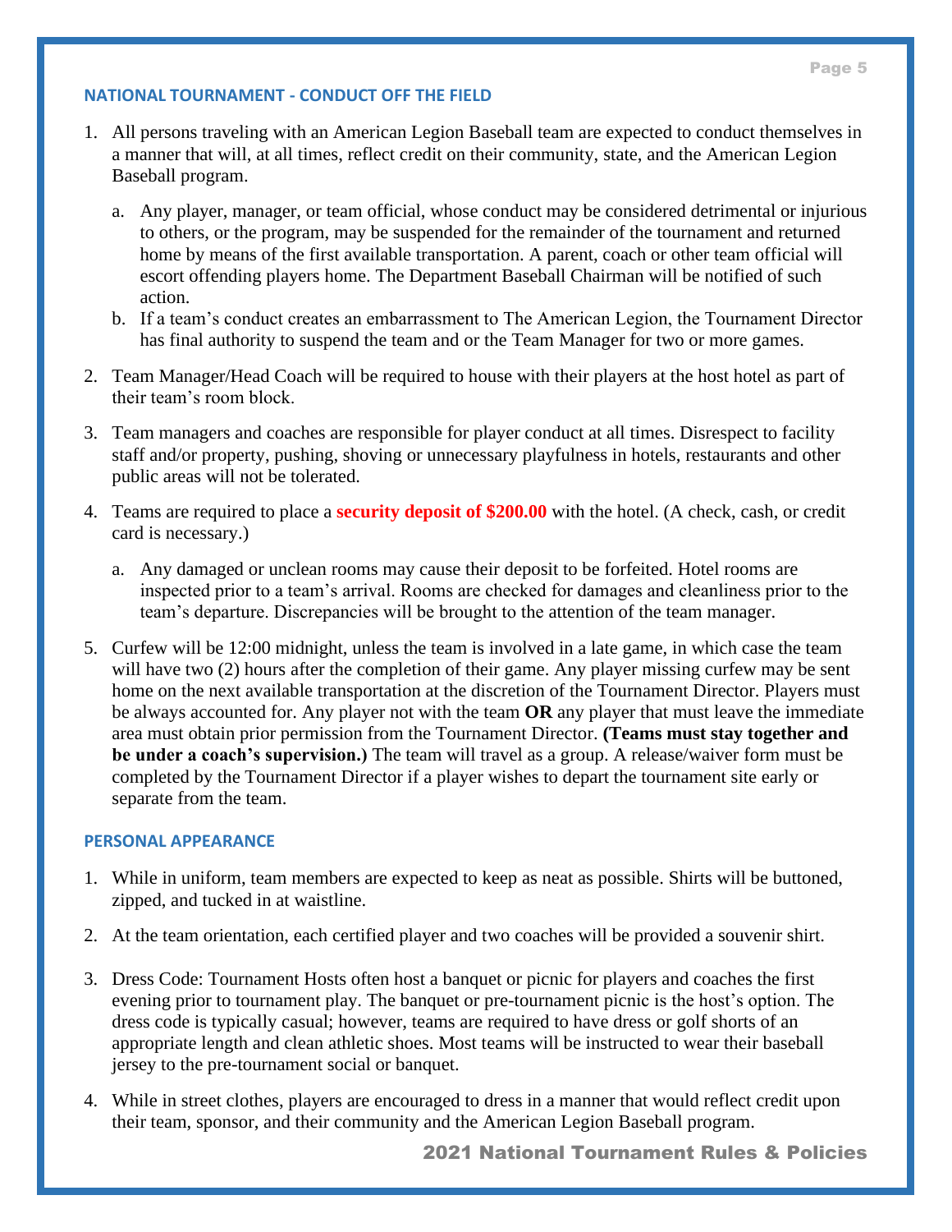## NATIONAL TOURNAMENT - CONDUCT OFF THE FIELD

1. All persons traveling with an American Legion Baseball team are expected to conduct themselves in a manner that will, at all times, reflect credit on their community, state, and the American Legion Baseball program.
   a. Any player, manager, or team official, whose conduct may be considered detrimental or injurious to others, or the program, may be suspended for the remainder of the tournament and returned home by means of the first available transportation. A parent, coach or other team official will escort offending players home. The Department Baseball Chairman will be notified of such action.
   b. If a team's conduct creates an embarrassment to The American Legion, the Tournament Director has final authority to suspend the team and or the Team Manager for two or more games.
2. Team Manager/Head Coach will be required to house with their players at the host hotel as part of their team's room block.
3. Team managers and coaches are responsible for player conduct at all times. Disrespect to facility staff and/or property, pushing, shoving or unnecessary playfulness in hotels, restaurants and other public areas will not be tolerated.
4. Teams are required to place a **security deposit of $200.00** with the hotel. (A check, cash, or credit card is necessary.)
   a. Any damaged or unclean rooms may cause their deposit to be forfeited. Hotel rooms are inspected prior to a team's arrival. Rooms are checked for damages and cleanliness prior to the team's departure. Discrepancies will be brought to the attention of the team manager.
5. Curfew will be 12:00 midnight, unless the team is involved in a late game, in which case the team will have two (2) hours after the completion of their game. Any player missing curfew may be sent home on the next available transportation at the discretion of the Tournament Director. Players must be always accounted for. Any player not with the team **OR** any player that must leave the immediate area must obtain prior permission from the Tournament Director. **(Teams must stay together and be under a coach's supervision.)** The team will travel as a group. A release/waiver form must be completed by the Tournament Director if a player wishes to depart the tournament site early or separate from the team.

## PERSONAL APPEARANCE

1. While in uniform, team members are expected to keep as neat as possible. Shirts will be buttoned, zipped, and tucked in at waistline.
2. At the team orientation, each certified player and two coaches will be provided a souvenir shirt.
3. Dress Code: Tournament Hosts often host a banquet or picnic for players and coaches the first evening prior to tournament play. The banquet or pre-tournament picnic is the host's option. The dress code is typically casual; however, teams are required to have dress or golf shorts of an appropriate length and clean athletic shoes. Most teams will be instructed to wear their baseball jersey to the pre-tournament social or banquet.
4. While in street clothes, players are encouraged to dress in a manner that would reflect credit upon their team, sponsor, and their community and the American Legion Baseball program.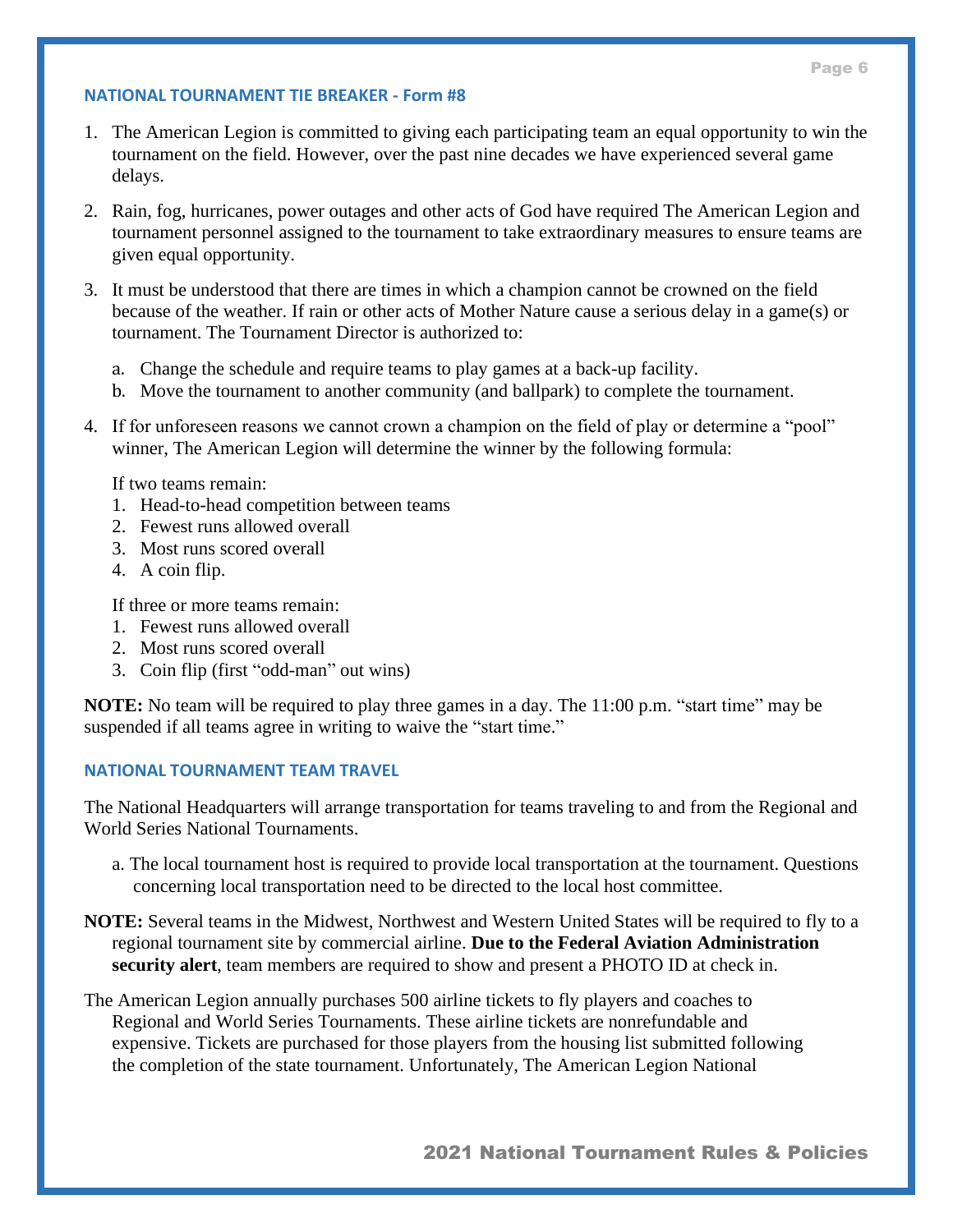### NATIONAL TOURNAMENT TIE BREAKER - Form #8

1. The American Legion is committed to giving each participating team an equal opportunity to win the tournament on the field. However, over the past nine decades we have experienced several game delays.

2. Rain, fog, hurricanes, power outages and other acts of God have required The American Legion and tournament personnel assigned to the tournament to take extraordinary measures to ensure teams are given equal opportunity.

3. It must be understood that there are times in which a champion cannot be crowned on the field because of the weather. If rain or other acts of Mother Nature cause a serious delay in a game(s) or tournament. The Tournament Director is authorized to:

   a. Change the schedule and require teams to play games at a back-up facility.
   b. Move the tournament to another community (and ballpark) to complete the tournament.

4. If for unforeseen reasons we cannot crown a champion on the field of play or determine a "pool" winner, The American Legion will determine the winner by the following formula:

   If two teams remain:
   1. Head-to-head competition between teams
   2. Fewest runs allowed overall
   3. Most runs scored overall
   4. A coin flip.

   If three or more teams remain:
   1. Fewest runs allowed overall
   2. Most runs scored overall
   3. Coin flip (first "odd-man" out wins)

**NOTE:** No team will be required to play three games in a day. The 11:00 p.m. "start time" may be suspended if all teams agree in writing to waive the "start time."

### NATIONAL TOURNAMENT TEAM TRAVEL

The National Headquarters will arrange transportation for teams traveling to and from the Regional and World Series National Tournaments.

a. The local tournament host is required to provide local transportation at the tournament. Questions concerning local transportation need to be directed to the local host committee.

**NOTE:** Several teams in the Midwest, Northwest and Western United States will be required to fly to a regional tournament site by commercial airline. **Due to the Federal Aviation Administration security alert**, team members are required to show and present a PHOTO ID at check in.

The American Legion annually purchases 500 airline tickets to fly players and coaches to Regional and World Series Tournaments. These airline tickets are nonrefundable and expensive. Tickets are purchased for those players from the housing list submitted following the completion of the state tournament. Unfortunately, The American Legion National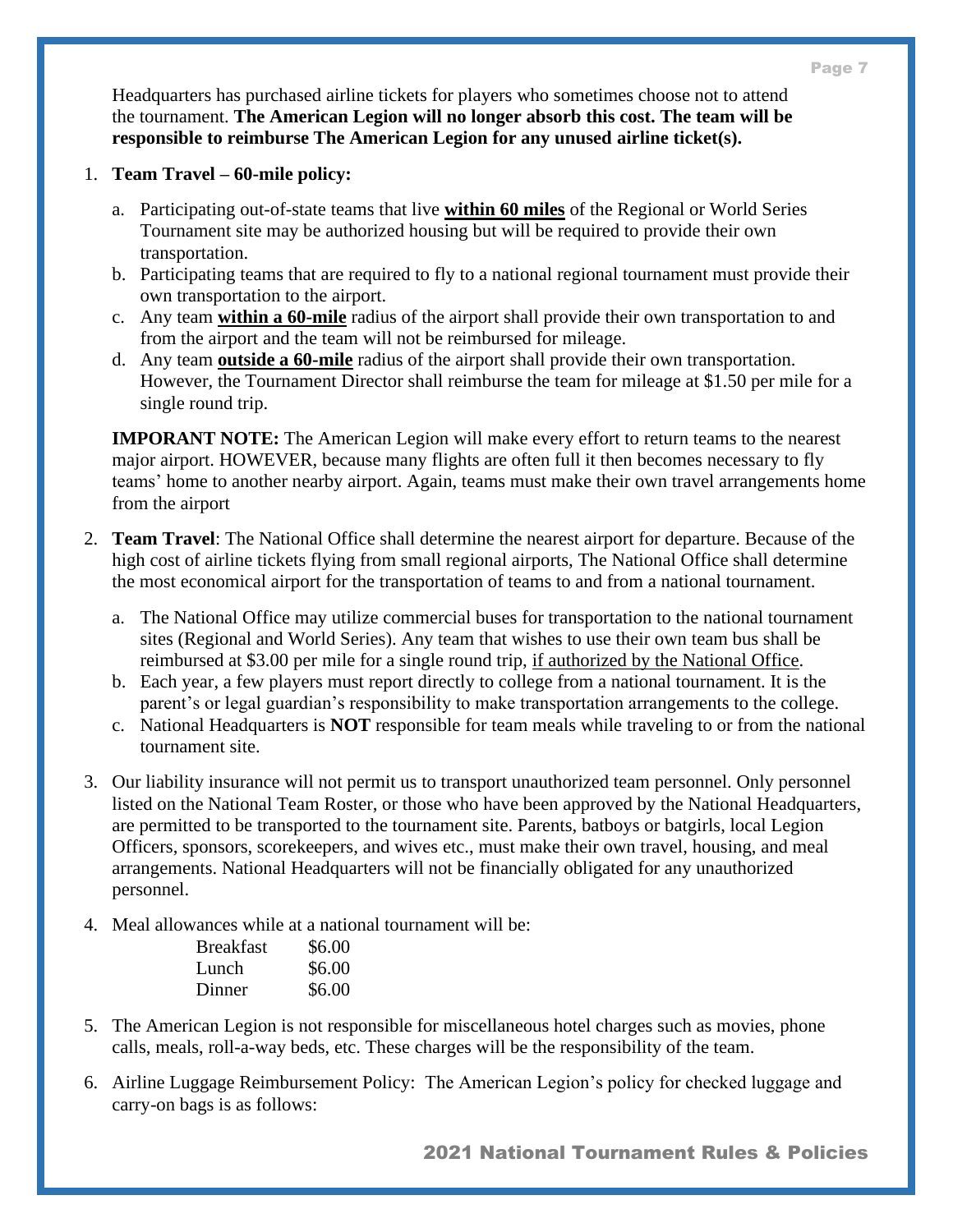Headquarters has purchased airline tickets for players who sometimes choose not to attend the tournament. **The American Legion will no longer absorb this cost. The team will be responsible to reimburse The American Legion for any unused airline ticket(s).**

1. **Team Travel – 60-mile policy:**

   a. Participating out-of-state teams that live **<u>within 60 miles</u>** of the Regional or World Series Tournament site may be authorized housing but will be required to provide their own transportation.
   
   b. Participating teams that are required to fly to a national regional tournament must provide their own transportation to the airport.
   
   c. Any team **<u>within a 60-mile</u>** radius of the airport shall provide their own transportation to and from the airport and the team will not be reimbursed for mileage.
   
   d. Any team **<u>outside a 60-mile</u>** radius of the airport shall provide their own transportation. However, the Tournament Director shall reimburse the team for mileage at $1.50 per mile for a single round trip.

   **IMPORANT NOTE:** The American Legion will make every effort to return teams to the nearest major airport. HOWEVER, because many flights are often full it then becomes necessary to fly teams' home to another nearby airport. Again, teams must make their own travel arrangements home from the airport

2. **Team Travel**: The National Office shall determine the nearest airport for departure. Because of the high cost of airline tickets flying from small regional airports, The National Office shall determine the most economical airport for the transportation of teams to and from a national tournament.

   a. The National Office may utilize commercial buses for transportation to the national tournament sites (Regional and World Series). Any team that wishes to use their own team bus shall be reimbursed at $3.00 per mile for a single round trip, <u>if authorized by the National Office</u>.
   
   b. Each year, a few players must report directly to college from a national tournament. It is the parent's or legal guardian's responsibility to make transportation arrangements to the college.
   
   c. National Headquarters is **NOT** responsible for team meals while traveling to or from the national tournament site.

3. Our liability insurance will not permit us to transport unauthorized team personnel. Only personnel listed on the National Team Roster, or those who have been approved by the National Headquarters, are permitted to be transported to the tournament site. Parents, batboys or batgirls, local Legion Officers, sponsors, scorekeepers, and wives etc., must make their own travel, housing, and meal arrangements. National Headquarters will not be financially obligated for any unauthorized personnel.

4. Meal allowances while at a national tournament will be:

   | | |
   |---|---|
   | Breakfast | $6.00 |
   | Lunch | $6.00 |
   | Dinner | $6.00 |

5. The American Legion is not responsible for miscellaneous hotel charges such as movies, phone calls, meals, roll-a-way beds, etc. These charges will be the responsibility of the team.

6. Airline Luggage Reimbursement Policy: The American Legion's policy for checked luggage and carry-on bags is as follows: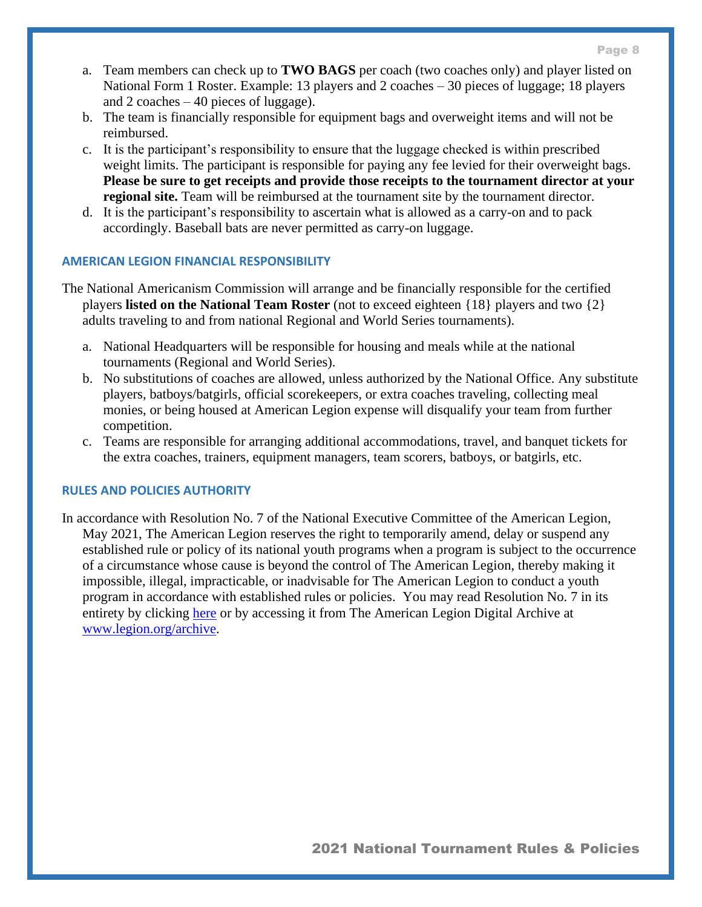a. Team members can check up to **TWO BAGS** per coach (two coaches only) and player listed on National Form 1 Roster. Example: 13 players and 2 coaches – 30 pieces of luggage; 18 players and 2 coaches – 40 pieces of luggage).
b. The team is financially responsible for equipment bags and overweight items and will not be reimbursed.
c. It is the participant's responsibility to ensure that the luggage checked is within prescribed weight limits. The participant is responsible for paying any fee levied for their overweight bags. **Please be sure to get receipts and provide those receipts to the tournament director at your regional site.** Team will be reimbursed at the tournament site by the tournament director.
d. It is the participant's responsibility to ascertain what is allowed as a carry-on and to pack accordingly. Baseball bats are never permitted as carry-on luggage.

### AMERICAN LEGION FINANCIAL RESPONSIBILITY

The National Americanism Commission will arrange and be financially responsible for the certified players **listed on the National Team Roster** (not to exceed eighteen {18} players and two {2} adults traveling to and from national Regional and World Series tournaments).

a. National Headquarters will be responsible for housing and meals while at the national tournaments (Regional and World Series).
b. No substitutions of coaches are allowed, unless authorized by the National Office. Any substitute players, batboys/batgirls, official scorekeepers, or extra coaches traveling, collecting meal monies, or being housed at American Legion expense will disqualify your team from further competition.
c. Teams are responsible for arranging additional accommodations, travel, and banquet tickets for the extra coaches, trainers, equipment managers, team scorers, batboys, or batgirls, etc.

### RULES AND POLICIES AUTHORITY

In accordance with Resolution No. 7 of the National Executive Committee of the American Legion, May 2021, The American Legion reserves the right to temporarily amend, delay or suspend any established rule or policy of its national youth programs when a program is subject to the occurrence of a circumstance whose cause is beyond the control of The American Legion, thereby making it impossible, illegal, impracticable, or inadvisable for The American Legion to conduct a youth program in accordance with established rules or policies. You may read Resolution No. 7 in its entirety by clicking here or by accessing it from The American Legion Digital Archive at www.legion.org/archive.